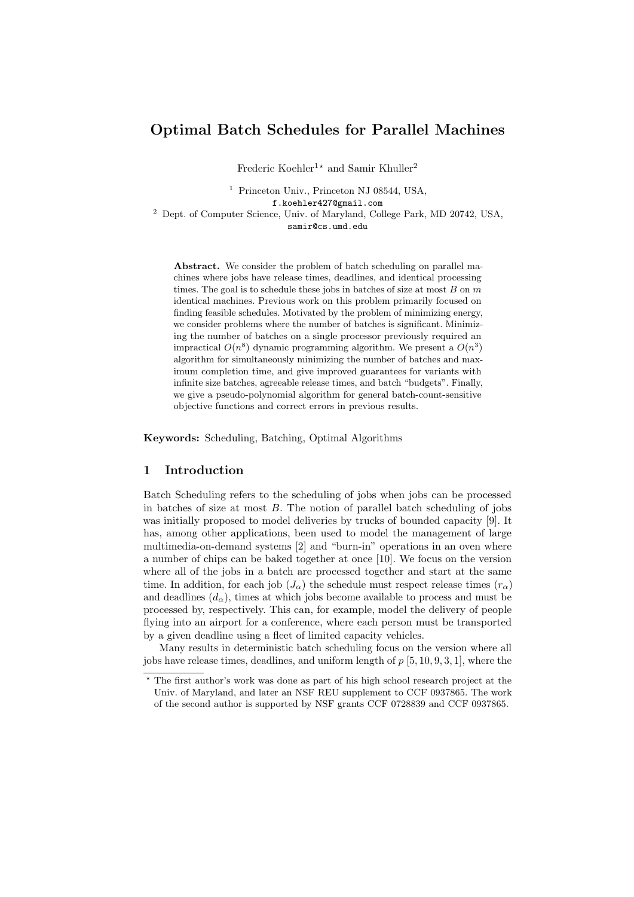# Optimal Batch Schedules for Parallel Machines

Frederic Koehler[1]* and Samir Khuller[2]

[1] Princeton Univ., Princeton NJ 08544, USA,
f.koehler427@gmail.com

[2] Dept. of Computer Science, Univ. of Maryland, College Park, MD 20742, USA,
samir@cs.umd.edu

**Abstract.** We consider the problem of batch scheduling on parallel machines where jobs have release times, deadlines, and identical processing times. The goal is to schedule these jobs in batches of size at most $B$ on $m$ identical machines. Previous work on this problem primarily focused on finding feasible schedules. Motivated by the problem of minimizing energy, we consider problems where the number of batches is significant. Minimizing the number of batches on a single processor previously required an impractical $O(n^8)$ dynamic programming algorithm. We present a $O(n^3)$ algorithm for simultaneously minimizing the number of batches and maximum completion time, and give improved guarantees for variants with infinite size batches, agreeable release times, and batch "budgets". Finally, we give a pseudo-polynomial algorithm for general batch-count-sensitive objective functions and correct errors in previous results.

**Keywords:** Scheduling, Batching, Optimal Algorithms

## 1 Introduction

Batch Scheduling refers to the scheduling of jobs when jobs can be processed in batches of size at most $B$. The notion of parallel batch scheduling of jobs was initially proposed to model deliveries by trucks of bounded capacity [9]. It has, among other applications, been used to model the management of large multimedia-on-demand systems [2] and "burn-in" operations in an oven where a number of chips can be baked together at once [10]. We focus on the version where all of the jobs in a batch are processed together and start at the same time. In addition, for each job ($J_\alpha$) the schedule must respect release times ($r_\alpha$) and deadlines ($d_\alpha$), times at which jobs become available to process and must be processed by, respectively. This can, for example, model the delivery of people flying into an airport for a conference, where each person must be transported by a given deadline using a fleet of limited capacity vehicles.

Many results in deterministic batch scheduling focus on the version where all jobs have release times, deadlines, and uniform length of $p$ [5, 10, 9, 3, 1], where the

* The first author's work was done as part of his high school research project at the Univ. of Maryland, and later an NSF REU supplement to CCF 0937865. The work of the second author is supported by NSF grants CCF 0728839 and CCF 0937865.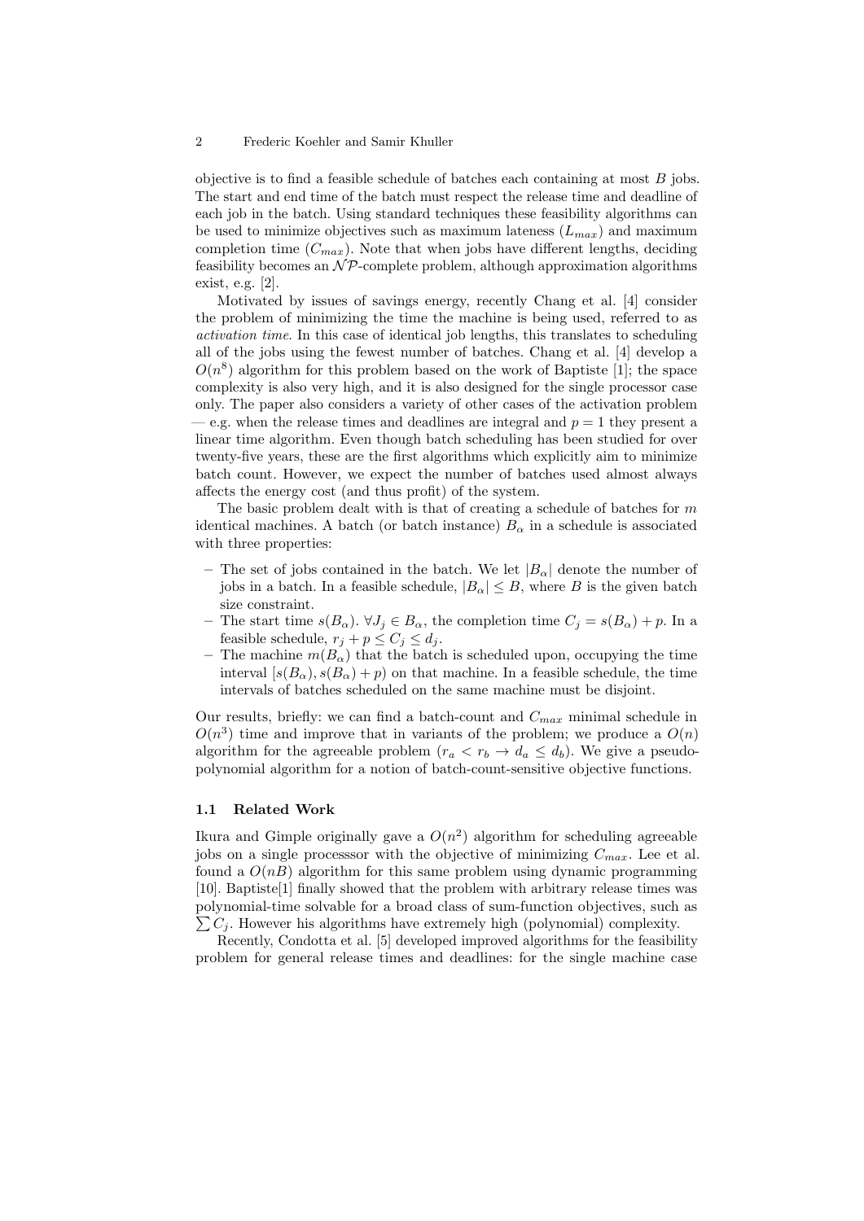objective is to find a feasible schedule of batches each containing at most $B$ jobs. The start and end time of the batch must respect the release time and deadline of each job in the batch. Using standard techniques these feasibility algorithms can be used to minimize objectives such as maximum lateness ($L_{max}$) and maximum completion time ($C_{max}$). Note that when jobs have different lengths, deciding feasibility becomes an $\mathcal{NP}$-complete problem, although approximation algorithms exist, e.g. [2].

Motivated by issues of savings energy, recently Chang et al. [4] consider the problem of minimizing the time the machine is being used, referred to as *activation time*. In this case of identical job lengths, this translates to scheduling all of the jobs using the fewest number of batches. Chang et al. [4] develop a $O(n^8)$ algorithm for this problem based on the work of Baptiste [1]; the space complexity is also very high, and it is also designed for the single processor case only. The paper also considers a variety of other cases of the activation problem — e.g. when the release times and deadlines are integral and $p = 1$ they present a linear time algorithm. Even though batch scheduling has been studied for over twenty-five years, these are the first algorithms which explicitly aim to minimize batch count. However, we expect the number of batches used almost always affects the energy cost (and thus profit) of the system.

The basic problem dealt with is that of creating a schedule of batches for $m$ identical machines. A batch (or batch instance) $B_\alpha$ in a schedule is associated with three properties:

- The set of jobs contained in the batch. We let $|B_\alpha|$ denote the number of jobs in a batch. In a feasible schedule, $|B_\alpha| \leq B$, where $B$ is the given batch size constraint.
- The start time $s(B_\alpha)$. $\forall J_j \in B_\alpha$, the completion time $C_j = s(B_\alpha) + p$. In a feasible schedule, $r_j + p \leq C_j \leq d_j$.
- The machine $m(B_\alpha)$ that the batch is scheduled upon, occupying the time interval $[s(B_\alpha), s(B_\alpha) + p)$ on that machine. In a feasible schedule, the time intervals of batches scheduled on the same machine must be disjoint.

Our results, briefly: we can find a batch-count and $C_{max}$ minimal schedule in $O(n^3)$ time and improve that in variants of the problem; we produce a $O(n)$ algorithm for the agreeable problem ($r_a < r_b \to d_a \leq d_b$). We give a pseudo-polynomial algorithm for a notion of batch-count-sensitive objective functions.

### 1.1 Related Work

Ikura and Gimple originally gave a $O(n^2)$ algorithm for scheduling agreeable jobs on a single processsor with the objective of minimizing $C_{max}$. Lee et al. found a $O(nB)$ algorithm for this same problem using dynamic programming [10]. Baptiste[1] finally showed that the problem with arbitrary release times was polynomial-time solvable for a broad class of sum-function objectives, such as $\sum C_j$. However his algorithms have extremely high (polynomial) complexity.

Recently, Condotta et al. [5] developed improved algorithms for the feasibility problem for general release times and deadlines: for the single machine case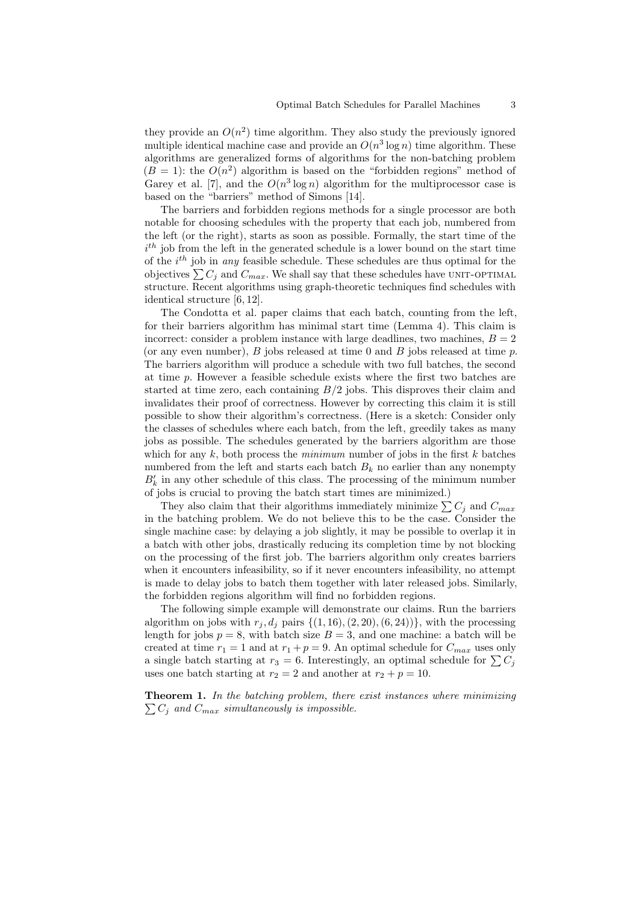they provide an $O(n^2)$ time algorithm. They also study the previously ignored multiple identical machine case and provide an $O(n^3 \log n)$ time algorithm. These algorithms are generalized forms of algorithms for the non-batching problem ($B = 1$): the $O(n^2)$ algorithm is based on the "forbidden regions" method of Garey et al. [7], and the $O(n^3 \log n)$ algorithm for the multiprocessor case is based on the "barriers" method of Simons [14].

The barriers and forbidden regions methods for a single processor are both notable for choosing schedules with the property that each job, numbered from the left (or the right), starts as soon as possible. Formally, the start time of the $i^{th}$ job from the left in the generated schedule is a lower bound on the start time of the $i^{th}$ job in *any* feasible schedule. These schedules are thus optimal for the objectives $\sum C_j$ and $C_{max}$. We shall say that these schedules have UNIT-OPTIMAL structure. Recent algorithms using graph-theoretic techniques find schedules with identical structure [6, 12].

The Condotta et al. paper claims that each batch, counting from the left, for their barriers algorithm has minimal start time (Lemma 4). This claim is incorrect: consider a problem instance with large deadlines, two machines, $B = 2$ (or any even number), $B$ jobs released at time 0 and $B$ jobs released at time $p$. The barriers algorithm will produce a schedule with two full batches, the second at time $p$. However a feasible schedule exists where the first two batches are started at time zero, each containing $B/2$ jobs. This disproves their claim and invalidates their proof of correctness. However by correcting this claim it is still possible to show their algorithm's correctness. (Here is a sketch: Consider only the classes of schedules where each batch, from the left, greedily takes as many jobs as possible. The schedules generated by the barriers algorithm are those which for any $k$, both process the *minimum* number of jobs in the first $k$ batches numbered from the left and starts each batch $B_k$ no earlier than any nonempty $B'_k$ in any other schedule of this class. The processing of the minimum number of jobs is crucial to proving the batch start times are minimized.)

They also claim that their algorithms immediately minimize $\sum C_j$ and $C_{max}$ in the batching problem. We do not believe this to be the case. Consider the single machine case: by delaying a job slightly, it may be possible to overlap it in a batch with other jobs, drastically reducing its completion time by not blocking on the processing of the first job. The barriers algorithm only creates barriers when it encounters infeasibility, so if it never encounters infeasibility, no attempt is made to delay jobs to batch them together with later released jobs. Similarly, the forbidden regions algorithm will find no forbidden regions.

The following simple example will demonstrate our claims. Run the barriers algorithm on jobs with $r_j, d_j$ pairs $\{(1, 16), (2, 20), (6, 24))\}$, with the processing length for jobs $p = 8$, with batch size $B = 3$, and one machine: a batch will be created at time $r_1 = 1$ and at $r_1 + p = 9$. An optimal schedule for $C_{max}$ uses only a single batch starting at $r_3 = 6$. Interestingly, an optimal schedule for $\sum C_j$ uses one batch starting at $r_2 = 2$ and another at $r_2 + p = 10$.

**Theorem 1.** *In the batching problem, there exist instances where minimizing $\sum C_j$ and $C_{max}$ simultaneously is impossible.*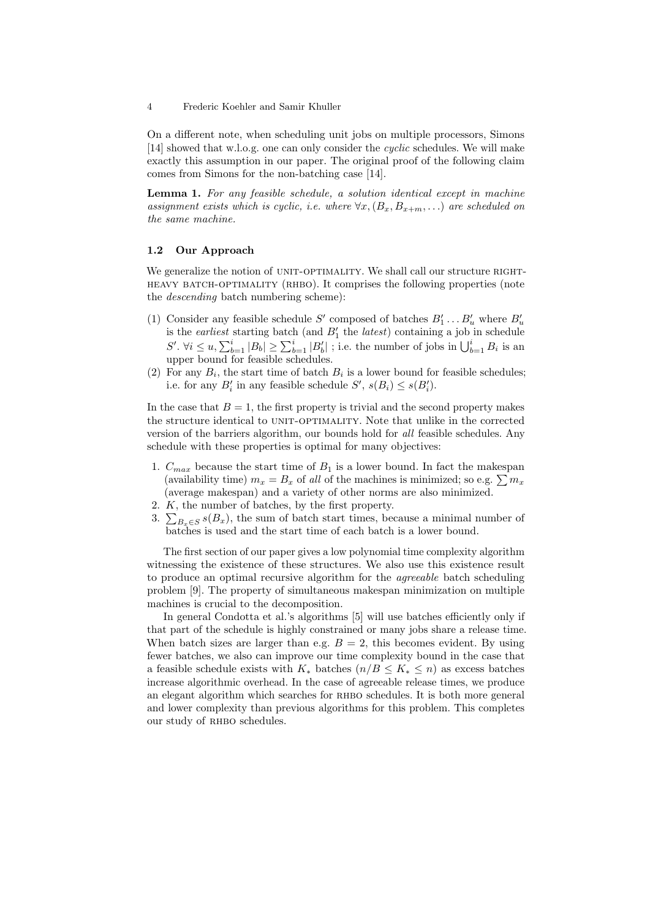On a different note, when scheduling unit jobs on multiple processors, Simons [14] showed that w.l.o.g. one can only consider the *cyclic* schedules. We will make exactly this assumption in our paper. The original proof of the following claim comes from Simons for the non-batching case [14].

**Lemma 1.** *For any feasible schedule, a solution identical except in machine assignment exists which is cyclic, i.e. where $\forall x, (B_x, B_{x+m}, \ldots)$ are scheduled on the same machine.*

### 1.2 Our Approach

We generalize the notion of UNIT-OPTIMALITY. We shall call our structure RIGHT-HEAVY BATCH-OPTIMALITY (RHBO). It comprises the following properties (note the *descending* batch numbering scheme):

(1) Consider any feasible schedule $S'$ composed of batches $B'_1 \ldots B'_u$ where $B'_u$ is the *earliest* starting batch (and $B'_1$ the *latest*) containing a job in schedule $S'$. $\forall i \leq u, \sum_{b=1}^{i} |B_b| \geq \sum_{b=1}^{i} |B'_b|$ ; i.e. the number of jobs in $\bigcup_{b=1}^{i} B_i$ is an upper bound for feasible schedules.

(2) For any $B_i$, the start time of batch $B_i$ is a lower bound for feasible schedules; i.e. for any $B'_i$ in any feasible schedule $S'$, $s(B_i) \leq s(B'_i)$.

In the case that $B = 1$, the first property is trivial and the second property makes the structure identical to UNIT-OPTIMALITY. Note that unlike in the corrected version of the barriers algorithm, our bounds hold for *all* feasible schedules. Any schedule with these properties is optimal for many objectives:

1. $C_{max}$ because the start time of $B_1$ is a lower bound. In fact the makespan (availability time) $m_x = B_x$ of *all* of the machines is minimized; so e.g. $\sum m_x$ (average makespan) and a variety of other norms are also minimized.
2. $K$, the number of batches, by the first property.
3. $\sum_{B_x \in S} s(B_x)$, the sum of batch start times, because a minimal number of batches is used and the start time of each batch is a lower bound.

The first section of our paper gives a low polynomial time complexity algorithm witnessing the existence of these structures. We also use this existence result to produce an optimal recursive algorithm for the *agreeable* batch scheduling problem [9]. The property of simultaneous makespan minimization on multiple machines is crucial to the decomposition.

In general Condotta et al.'s algorithms [5] will use batches efficiently only if that part of the schedule is highly constrained or many jobs share a release time. When batch sizes are larger than e.g. $B = 2$, this becomes evident. By using fewer batches, we also can improve our time complexity bound in the case that a feasible schedule exists with $K_*$ batches $(n/B \leq K_* \leq n)$ as excess batches increase algorithmic overhead. In the case of agreeable release times, we produce an elegant algorithm which searches for RHBO schedules. It is both more general and lower complexity than previous algorithms for this problem. This completes our study of RHBO schedules.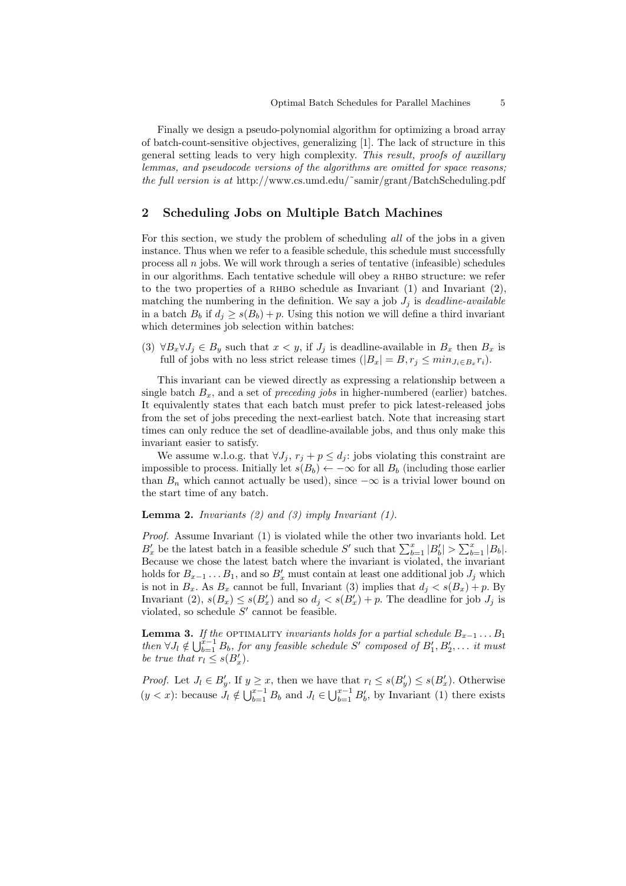Finally we design a pseudo-polynomial algorithm for optimizing a broad array of batch-count-sensitive objectives, generalizing [1]. The lack of structure in this general setting leads to very high complexity. *This result, proofs of auxillary lemmas, and pseudocode versions of the algorithms are omitted for space reasons; the full version is at* http://www.cs.umd.edu/~samir/grant/BatchScheduling.pdf

## 2 Scheduling Jobs on Multiple Batch Machines

For this section, we study the problem of scheduling *all* of the jobs in a given instance. Thus when we refer to a feasible schedule, this schedule must successfully process all $n$ jobs. We will work through a series of tentative (infeasible) schedules in our algorithms. Each tentative schedule will obey a RHBO structure: we refer to the two properties of a RHBO schedule as Invariant (1) and Invariant (2), matching the numbering in the definition. We say a job $J_j$ is *deadline-available* in a batch $B_b$ if $d_j \geq s(B_b) + p$. Using this notion we will define a third invariant which determines job selection within batches:

(3) $\forall B_x \forall J_j \in B_y$ such that $x < y$, if $J_j$ is deadline-available in $B_x$ then $B_x$ is full of jobs with no less strict release times ($|B_x| = B, r_j \leq min_{J_i \in B_x} r_i$).

This invariant can be viewed directly as expressing a relationship between a single batch $B_x$, and a set of *preceding jobs* in higher-numbered (earlier) batches. It equivalently states that each batch must prefer to pick latest-released jobs from the set of jobs preceding the next-earliest batch. Note that increasing start times can only reduce the set of deadline-available jobs, and thus only make this invariant easier to satisfy.

We assume w.l.o.g. that $\forall J_j$, $r_j + p \leq d_j$: jobs violating this constraint are impossible to process. Initially let $s(B_b) \leftarrow -\infty$ for all $B_b$ (including those earlier than $B_n$ which cannot actually be used), since $-\infty$ is a trivial lower bound on the start time of any batch.

**Lemma 2.** *Invariants (2) and (3) imply Invariant (1).*

*Proof.* Assume Invariant (1) is violated while the other two invariants hold. Let $B'_x$ be the latest batch in a feasible schedule $S'$ such that $\sum_{b=1}^{x} |B'_b| > \sum_{b=1}^{x} |B_b|$. Because we chose the latest batch where the invariant is violated, the invariant holds for $B_{x-1} \dots B_1$, and so $B'_x$ must contain at least one additional job $J_j$ which is not in $B_x$. As $B_x$ cannot be full, Invariant (3) implies that $d_j < s(B_x) + p$. By Invariant (2), $s(B_x) \leq s(B'_x)$ and so $d_j < s(B'_x) + p$. The deadline for job $J_j$ is violated, so schedule $S'$ cannot be feasible.

**Lemma 3.** *If the* OPTIMALITY *invariants holds for a partial schedule $B_{x-1} \dots B_1$ then $\forall J_l \notin \bigcup_{b=1}^{x-1} B_b$, for any feasible schedule $S'$ composed of $B'_1, B'_2, \dots$ it must be true that $r_l \leq s(B'_x)$.*

*Proof.* Let $J_l \in B'_y$. If $y \geq x$, then we have that $r_l \leq s(B'_y) \leq s(B'_x)$. Otherwise $(y < x)$: because $J_l \notin \bigcup_{b=1}^{x-1} B_b$ and $J_l \in \bigcup_{b=1}^{x-1} B'_b$, by Invariant (1) there exists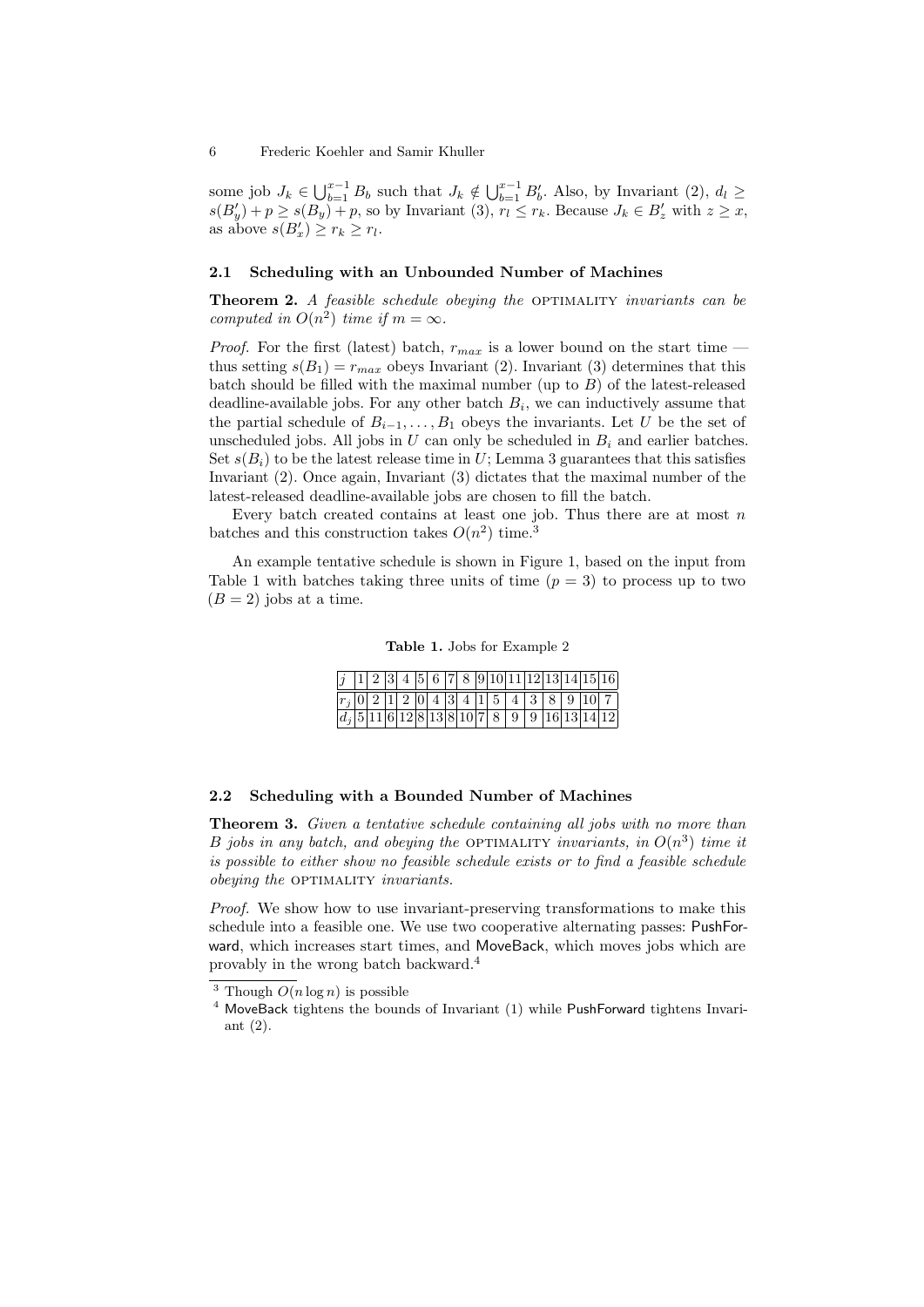some job $J_k \in \bigcup_{b=1}^{x-1} B_b$ such that $J_k \notin \bigcup_{b=1}^{x-1} B'_b$. Also, by Invariant (2), $d_l \geq s(B'_y) + p \geq s(B_y) + p$, so by Invariant (3), $r_l \leq r_k$. Because $J_k \in B'_z$ with $z \geq x$, as above $s(B'_x) \geq r_k \geq r_l$.

### 2.1 Scheduling with an Unbounded Number of Machines

**Theorem 2.** *A feasible schedule obeying the* OPTIMALITY *invariants can be computed in $O(n^2)$ time if $m = \infty$.*

*Proof.* For the first (latest) batch, $r_{max}$ is a lower bound on the start time — thus setting $s(B_1) = r_{max}$ obeys Invariant (2). Invariant (3) determines that this batch should be filled with the maximal number (up to $B$) of the latest-released deadline-available jobs. For any other batch $B_i$, we can inductively assume that the partial schedule of $B_{i-1}, \ldots, B_1$ obeys the invariants. Let $U$ be the set of unscheduled jobs. All jobs in $U$ can only be scheduled in $B_i$ and earlier batches. Set $s(B_i)$ to be the latest release time in $U$; Lemma 3 guarantees that this satisfies Invariant (2). Once again, Invariant (3) dictates that the maximal number of the latest-released deadline-available jobs are chosen to fill the batch.

Every batch created contains at least one job. Thus there are at most $n$ batches and this construction takes $O(n^2)$ time.[3]

An example tentative schedule is shown in Figure 1, based on the input from Table 1 with batches taking three units of time ($p = 3$) to process up to two ($B = 2$) jobs at a time.

**Table 1.** Jobs for Example 2

| $j$ | 1 | 2 | 3 | 4 | 5 | 6 | 7 | 8 | 9 | 10 | 11 | 12 | 13 | 14 | 15 | 16 |
|---|---|---|---|---|---|---|---|---|---|---|---|---|---|---|---|---|
| $r_j$ | 0 | 2 | 1 | 2 | 0 | 4 | 3 | 4 | 1 | 5 | 4 | 3 | 8 | 9 | 10 | 7 |
| $d_j$ | 5 | 11 | 6 | 12 | 8 | 13 | 8 | 10 | 7 | 8 | 9 | 9 | 16 | 13 | 14 | 12 |

### 2.2 Scheduling with a Bounded Number of Machines

**Theorem 3.** *Given a tentative schedule containing all jobs with no more than $B$ jobs in any batch, and obeying the* OPTIMALITY *invariants, in $O(n^3)$ time it is possible to either show no feasible schedule exists or to find a feasible schedule obeying the* OPTIMALITY *invariants.*

*Proof.* We show how to use invariant-preserving transformations to make this schedule into a feasible one. We use two cooperative alternating passes: PushForward, which increases start times, and MoveBack, which moves jobs which are provably in the wrong batch backward.[4]

[3] Though $O(n \log n)$ is possible

[4] MoveBack tightens the bounds of Invariant (1) while PushForward tightens Invariant (2).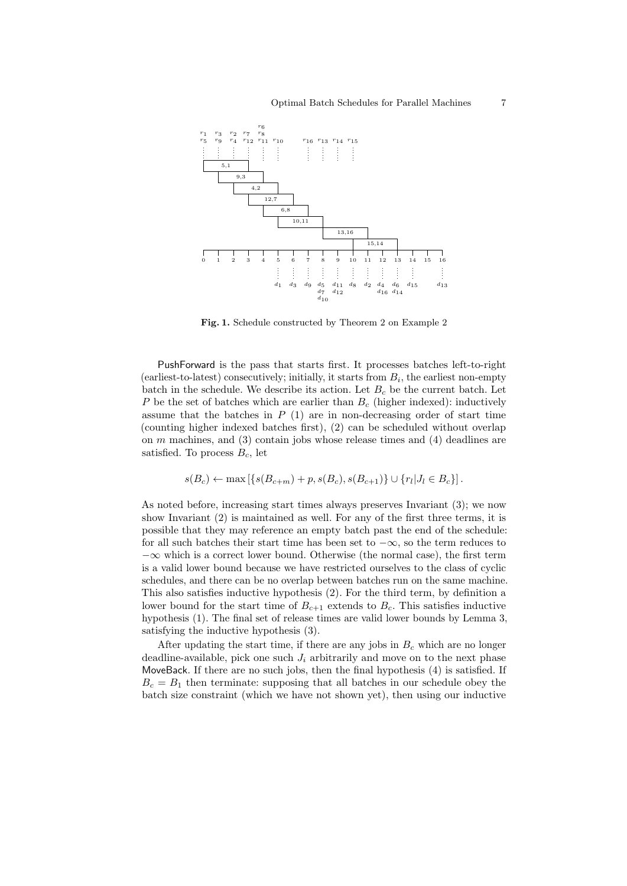**Fig. 1.** Schedule constructed by Theorem 2 on Example 2

PushForward is the pass that starts first. It processes batches left-to-right (earliest-to-latest) consecutively; initially, it starts from $B_i$, the earliest non-empty batch in the schedule. We describe its action. Let $B_c$ be the current batch. Let $P$ be the set of batches which are earlier than $B_c$ (higher indexed): inductively assume that the batches in $P$ (1) are in non-decreasing order of start time (counting higher indexed batches first), (2) can be scheduled without overlap on $m$ machines, and (3) contain jobs whose release times and (4) deadlines are satisfied. To process $B_c$, let

$$s(B_c) \leftarrow \max\left[\{s(B_{c+m}) + p, s(B_c), s(B_{c+1})\} \cup \{r_l | J_l \in B_c\}\right].$$

As noted before, increasing start times always preserves Invariant (3); we now show Invariant (2) is maintained as well. For any of the first three terms, it is possible that they may reference an empty batch past the end of the schedule: for all such batches their start time has been set to $-\infty$, so the term reduces to $-\infty$ which is a correct lower bound. Otherwise (the normal case), the first term is a valid lower bound because we have restricted ourselves to the class of cyclic schedules, and there can be no overlap between batches run on the same machine. This also satisfies inductive hypothesis (2). For the third term, by definition a lower bound for the start time of $B_{c+1}$ extends to $B_c$. This satisfies inductive hypothesis (1). The final set of release times are valid lower bounds by Lemma 3, satisfying the inductive hypothesis (3).

After updating the start time, if there are any jobs in $B_c$ which are no longer deadline-available, pick one such $J_i$ arbitrarily and move on to the next phase MoveBack. If there are no such jobs, then the final hypothesis (4) is satisfied. If $B_c = B_1$ then terminate: supposing that all batches in our schedule obey the batch size constraint (which we have not shown yet), then using our inductive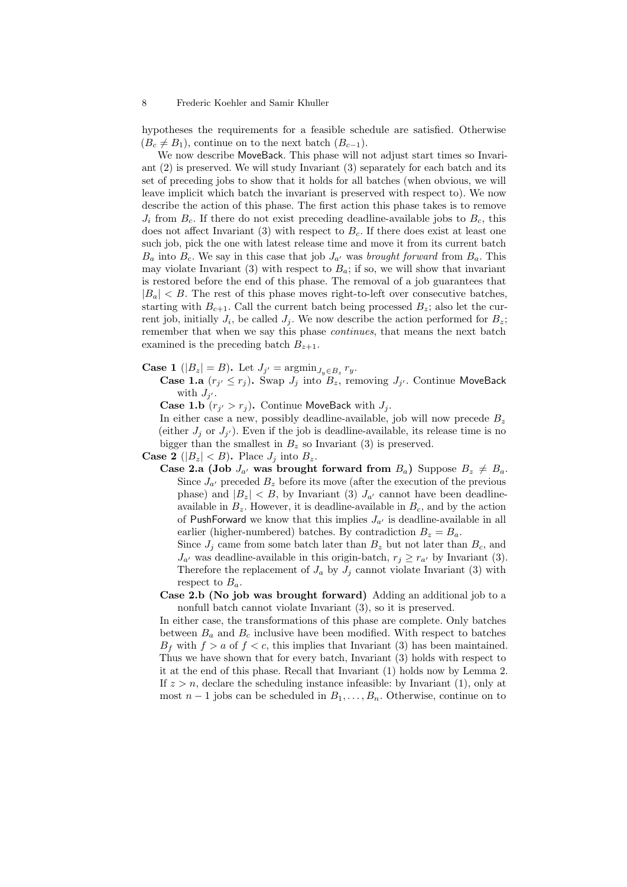hypotheses the requirements for a feasible schedule are satisfied. Otherwise ($B_c \neq B_1$), continue on to the next batch ($B_{c-1}$).

We now describe MoveBack. This phase will not adjust start times so Invariant (2) is preserved. We will study Invariant (3) separately for each batch and its set of preceding jobs to show that it holds for all batches (when obvious, we will leave implicit which batch the invariant is preserved with respect to). We now describe the action of this phase. The first action this phase takes is to remove $J_i$ from $B_c$. If there do not exist preceding deadline-available jobs to $B_c$, this does not affect Invariant (3) with respect to $B_c$. If there does exist at least one such job, pick the one with latest release time and move it from its current batch $B_a$ into $B_c$. We say in this case that job $J_{a'}$ was *brought forward* from $B_a$. This may violate Invariant (3) with respect to $B_a$; if so, we will show that invariant is restored before the end of this phase. The removal of a job guarantees that $|B_a| < B$. The rest of this phase moves right-to-left over consecutive batches, starting with $B_{c+1}$. Call the current batch being processed $B_z$; also let the current job, initially $J_i$, be called $J_j$. We now describe the action performed for $B_z$; remember that when we say this phase *continues*, that means the next batch examined is the preceding batch $B_{z+1}$.

**Case 1 ($|B_z| = B$).** Let $J_{j'} = \text{argmin}_{J_y \in B_z} r_y$.

- **Case 1.a ($r_{j'} \leq r_j$).** Swap $J_j$ into $B_z$, removing $J_{j'}$. Continue MoveBack with $J_{j'}$.
- **Case 1.b ($r_{j'} > r_j$).** Continue MoveBack with $J_j$.

In either case a new, possibly deadline-available, job will now precede $B_z$ (either $J_j$ or $J_{j'}$). Even if the job is deadline-available, its release time is no bigger than the smallest in $B_z$ so Invariant (3) is preserved.

**Case 2 ($|B_z| < B$).** Place $J_j$ into $B_z$.

- **Case 2.a (Job $J_{a'}$ was brought forward from $B_a$)** Suppose $B_z \neq B_a$. Since $J_{a'}$ preceded $B_z$ before its move (after the execution of the previous phase) and $|B_z| < B$, by Invariant (3) $J_{a'}$ cannot have been deadline-available in $B_z$. However, it is deadline-available in $B_c$, and by the action of PushForward we know that this implies $J_{a'}$ is deadline-available in all earlier (higher-numbered) batches. By contradiction $B_z = B_a$.

  Since $J_j$ came from some batch later than $B_z$ but not later than $B_c$, and $J_{a'}$ was deadline-available in this origin-batch, $r_j \geq r_{a'}$ by Invariant (3). Therefore the replacement of $J_a$ by $J_j$ cannot violate Invariant (3) with respect to $B_a$.
- **Case 2.b (No job was brought forward)** Adding an additional job to a nonfull batch cannot violate Invariant (3), so it is preserved.

In either case, the transformations of this phase are complete. Only batches between $B_a$ and $B_c$ inclusive have been modified. With respect to batches $B_f$ with $f > a$ of $f < c$, this implies that Invariant (3) has been maintained. Thus we have shown that for every batch, Invariant (3) holds with respect to it at the end of this phase. Recall that Invariant (1) holds now by Lemma 2. If $z > n$, declare the scheduling instance infeasible: by Invariant (1), only at most $n - 1$ jobs can be scheduled in $B_1, \ldots, B_n$. Otherwise, continue on to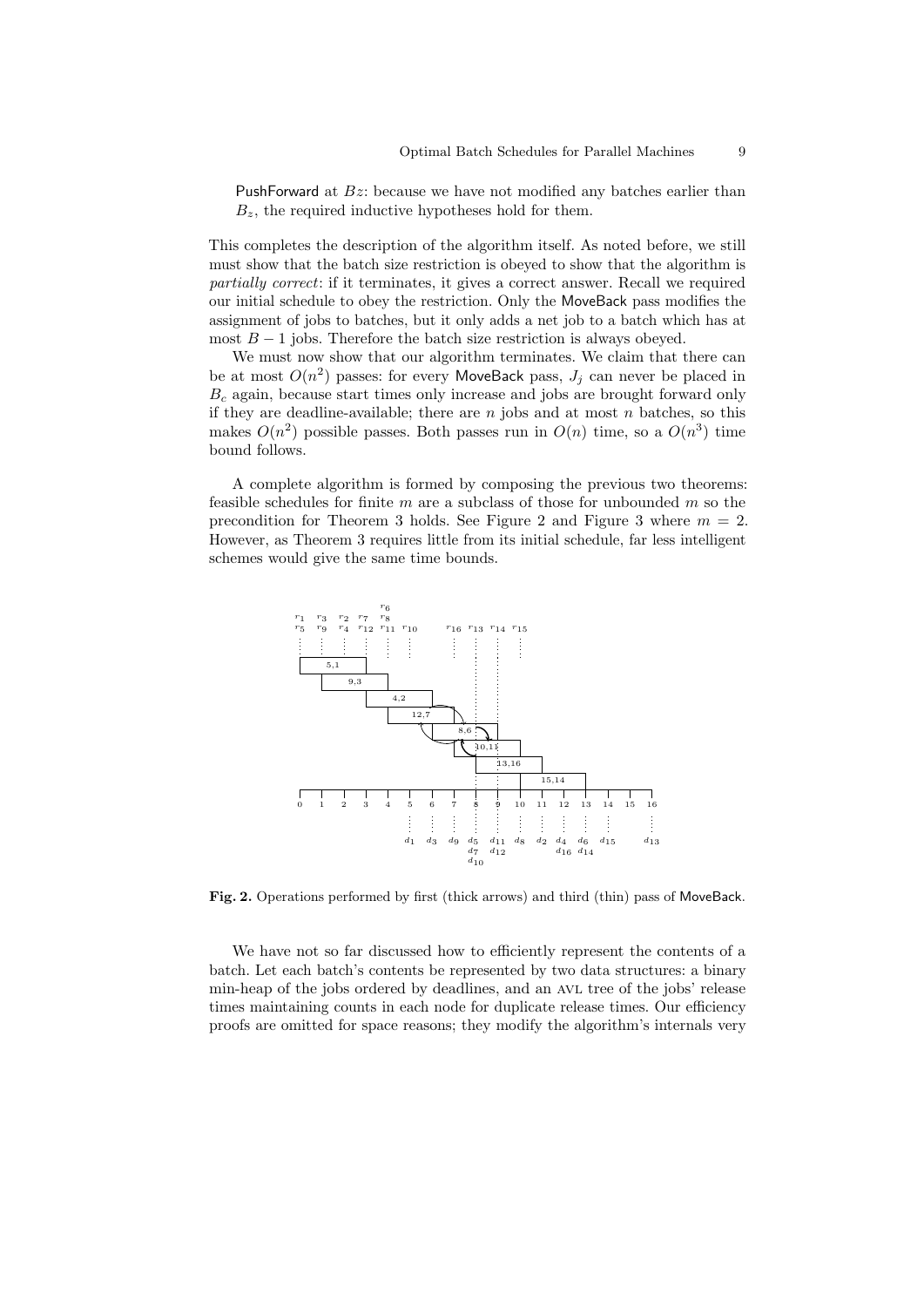PushForward at $Bz$: because we have not modified any batches earlier than $B_z$, the required inductive hypotheses hold for them.

This completes the description of the algorithm itself. As noted before, we still must show that the batch size restriction is obeyed to show that the algorithm is *partially correct*: if it terminates, it gives a correct answer. Recall we required our initial schedule to obey the restriction. Only the MoveBack pass modifies the assignment of jobs to batches, but it only adds a net job to a batch which has at most $B-1$ jobs. Therefore the batch size restriction is always obeyed.

We must now show that our algorithm terminates. We claim that there can be at most $O(n^2)$ passes: for every MoveBack pass, $J_j$ can never be placed in $B_c$ again, because start times only increase and jobs are brought forward only if they are deadline-available; there are $n$ jobs and at most $n$ batches, so this makes $O(n^2)$ possible passes. Both passes run in $O(n)$ time, so a $O(n^3)$ time bound follows.

A complete algorithm is formed by composing the previous two theorems: feasible schedules for finite $m$ are a subclass of those for unbounded $m$ so the precondition for Theorem 3 holds. See Figure 2 and Figure 3 where $m = 2$. However, as Theorem 3 requires little from its initial schedule, far less intelligent schemes would give the same time bounds.

**Fig. 2.** Operations performed by first (thick arrows) and third (thin) pass of MoveBack.

We have not so far discussed how to efficiently represent the contents of a batch. Let each batch's contents be represented by two data structures: a binary min-heap of the jobs ordered by deadlines, and an AVL tree of the jobs' release times maintaining counts in each node for duplicate release times. Our efficiency proofs are omitted for space reasons; they modify the algorithm's internals very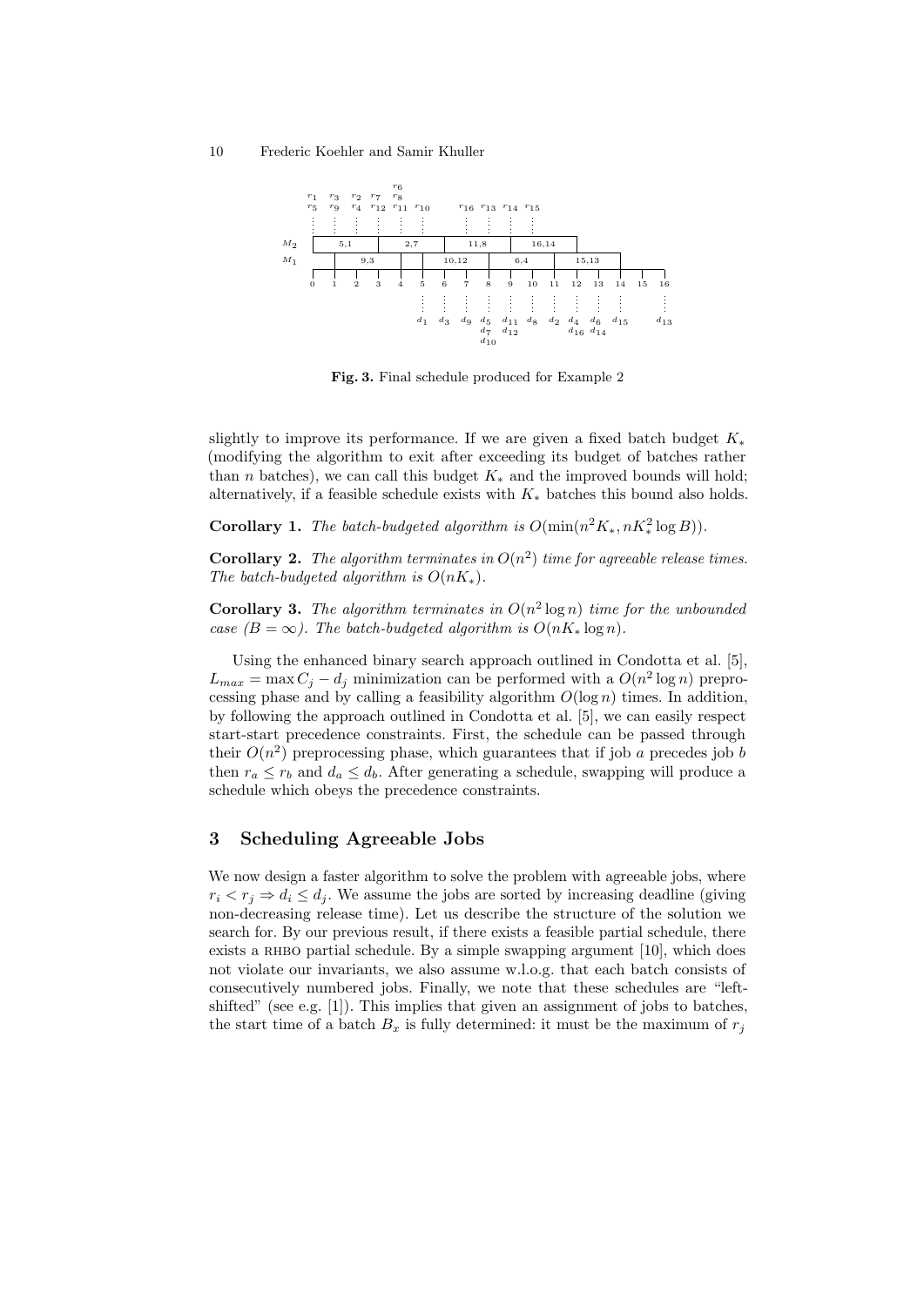**Fig. 3.** Final schedule produced for Example 2

slightly to improve its performance. If we are given a fixed batch budget $K_*$ (modifying the algorithm to exit after exceeding its budget of batches rather than $n$ batches), we can call this budget $K_*$ and the improved bounds will hold; alternatively, if a feasible schedule exists with $K_*$ batches this bound also holds.

**Corollary 1.** *The batch-budgeted algorithm is $O(\min(n^2 K_*, n K_*^2 \log B))$.*

**Corollary 2.** *The algorithm terminates in $O(n^2)$ time for agreeable release times. The batch-budgeted algorithm is $O(nK_*)$.*

**Corollary 3.** *The algorithm terminates in $O(n^2 \log n)$ time for the unbounded case ($B = \infty$). The batch-budgeted algorithm is $O(nK_* \log n)$.*

Using the enhanced binary search approach outlined in Condotta et al. [5], $L_{max} = \max C_j - d_j$ minimization can be performed with a $O(n^2 \log n)$ preprocessing phase and by calling a feasibility algorithm $O(\log n)$ times. In addition, by following the approach outlined in Condotta et al. [5], we can easily respect start-start precedence constraints. First, the schedule can be passed through their $O(n^2)$ preprocessing phase, which guarantees that if job $a$ precedes job $b$ then $r_a \leq r_b$ and $d_a \leq d_b$. After generating a schedule, swapping will produce a schedule which obeys the precedence constraints.

## 3 Scheduling Agreeable Jobs

We now design a faster algorithm to solve the problem with agreeable jobs, where $r_i < r_j \Rightarrow d_i \leq d_j$. We assume the jobs are sorted by increasing deadline (giving non-decreasing release time). Let us describe the structure of the solution we search for. By our previous result, if there exists a feasible partial schedule, there exists a RHBO partial schedule. By a simple swapping argument [10], which does not violate our invariants, we also assume w.l.o.g. that each batch consists of consecutively numbered jobs. Finally, we note that these schedules are "left-shifted" (see e.g. [1]). This implies that given an assignment of jobs to batches, the start time of a batch $B_x$ is fully determined: it must be the maximum of $r_j$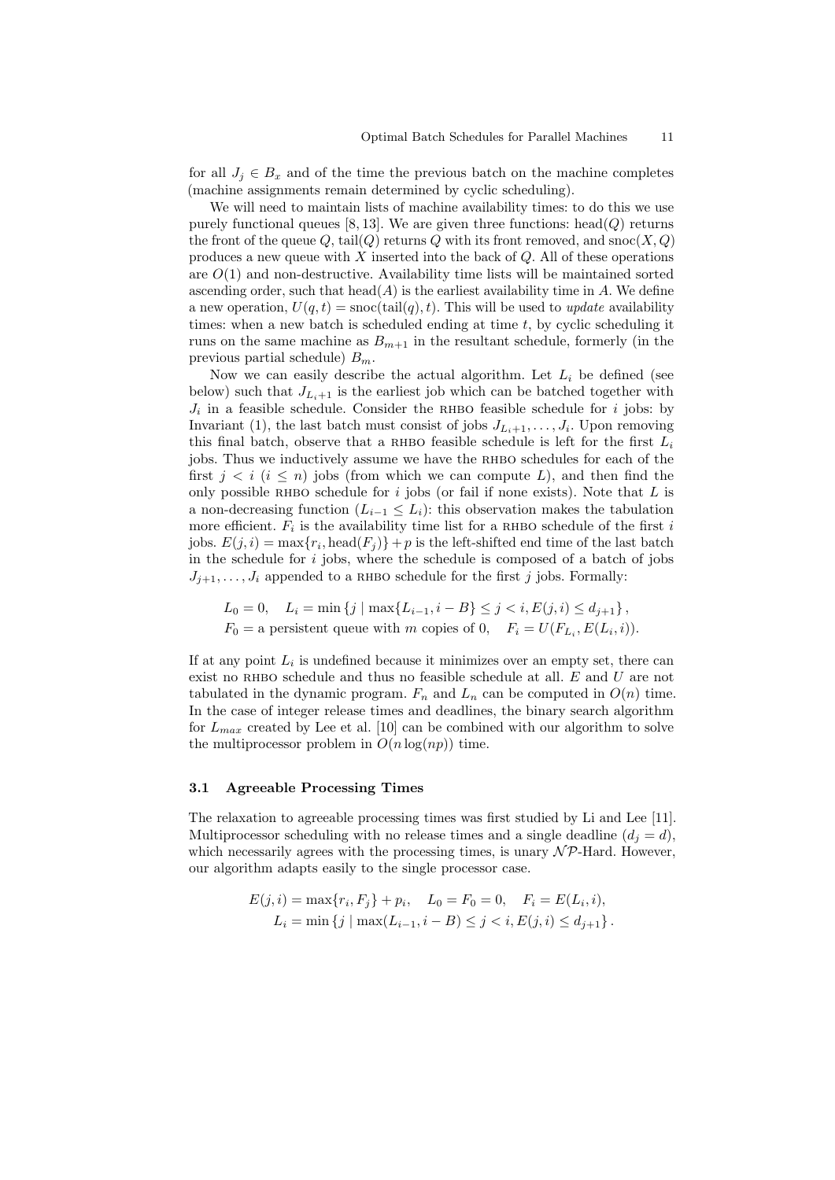for all $J_j \in B_x$ and of the time the previous batch on the machine completes (machine assignments remain determined by cyclic scheduling).

We will need to maintain lists of machine availability times: to do this we use purely functional queues [8, 13]. We are given three functions: $\text{head}(Q)$ returns the front of the queue $Q$, $\text{tail}(Q)$ returns $Q$ with its front removed, and $\text{snoc}(X, Q)$ produces a new queue with $X$ inserted into the back of $Q$. All of these operations are $O(1)$ and non-destructive. Availability time lists will be maintained sorted ascending order, such that $\text{head}(A)$ is the earliest availability time in $A$. We define a new operation, $U(q, t) = \text{snoc}(\text{tail}(q), t)$. This will be used to *update* availability times: when a new batch is scheduled ending at time $t$, by cyclic scheduling it runs on the same machine as $B_{m+1}$ in the resultant schedule, formerly (in the previous partial schedule) $B_m$.

Now we can easily describe the actual algorithm. Let $L_i$ be defined (see below) such that $J_{L_i+1}$ is the earliest job which can be batched together with $J_i$ in a feasible schedule. Consider the RHBO feasible schedule for $i$ jobs: by Invariant (1), the last batch must consist of jobs $J_{L_i+1}, \ldots, J_i$. Upon removing this final batch, observe that a RHBO feasible schedule is left for the first $L_i$ jobs. Thus we inductively assume we have the RHBO schedules for each of the first $j < i$ ($i \leq n$) jobs (from which we can compute $L$), and then find the only possible RHBO schedule for $i$ jobs (or fail if none exists). Note that $L$ is a non-decreasing function ($L_{i-1} \leq L_i$): this observation makes the tabulation more efficient. $F_i$ is the availability time list for a RHBO schedule of the first $i$ jobs. $E(j, i) = \max\{r_i, \text{head}(F_j)\} + p$ is the left-shifted end time of the last batch in the schedule for $i$ jobs, where the schedule is composed of a batch of jobs $J_{j+1}, \ldots, J_i$ appended to a RHBO schedule for the first $j$ jobs. Formally:

$$L_0 = 0, \quad L_i = \min\left\{j \mid \max\{L_{i-1}, i - B\} \leq j < i, E(j, i) \leq d_{j+1}\right\},$$
$$F_0 = \text{a persistent queue with } m \text{ copies of } 0, \quad F_i = U(F_{L_i}, E(L_i, i)).$$

If at any point $L_i$ is undefined because it minimizes over an empty set, there can exist no RHBO schedule and thus no feasible schedule at all. $E$ and $U$ are not tabulated in the dynamic program. $F_n$ and $L_n$ can be computed in $O(n)$ time. In the case of integer release times and deadlines, the binary search algorithm for $L_{max}$ created by Lee et al. [10] can be combined with our algorithm to solve the multiprocessor problem in $O(n \log(np))$ time.

### 3.1 Agreeable Processing Times

The relaxation to agreeable processing times was first studied by Li and Lee [11]. Multiprocessor scheduling with no release times and a single deadline ($d_j = d$), which necessarily agrees with the processing times, is unary $\mathcal{NP}$-Hard. However, our algorithm adapts easily to the single processor case.

$$E(j, i) = \max\{r_i, F_j\} + p_i, \quad L_0 = F_0 = 0, \quad F_i = E(L_i, i),$$
$$L_i = \min\left\{j \mid \max(L_{i-1}, i - B) \leq j < i, E(j, i) \leq d_{j+1}\right\}.$$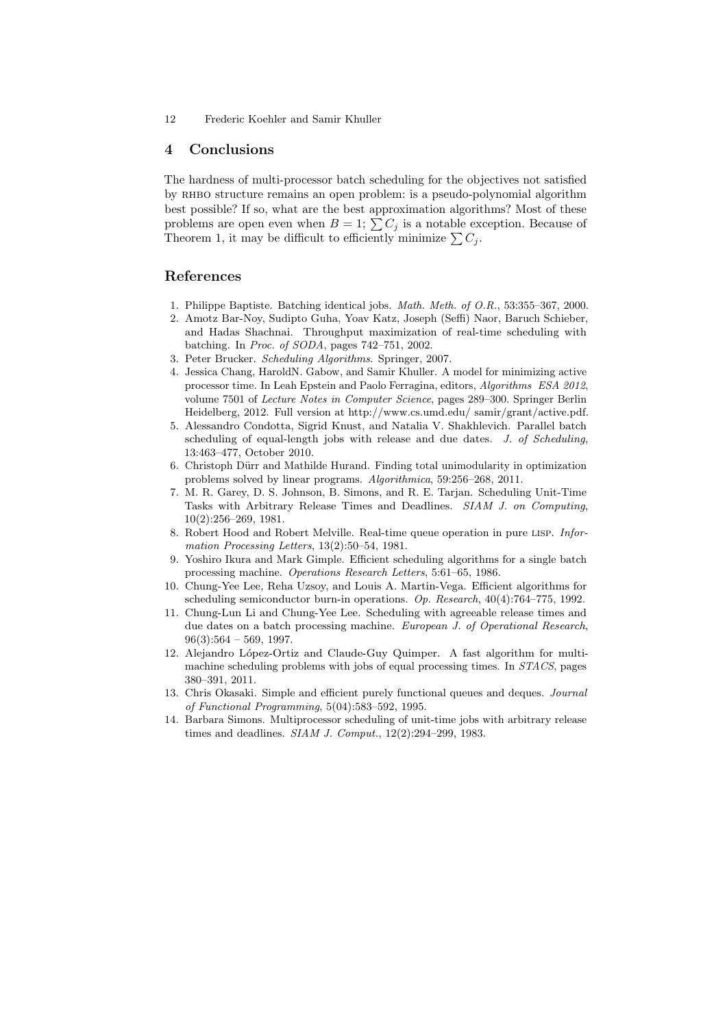## 4 Conclusions

The hardness of multi-processor batch scheduling for the objectives not satisfied by RHBO structure remains an open problem: is a pseudo-polynomial algorithm best possible? If so, what are the best approximation algorithms? Most of these problems are open even when $B = 1$; $\sum C_j$ is a notable exception. Because of Theorem 1, it may be difficult to efficiently minimize $\sum C_j$.

## References

1. Philippe Baptiste. Batching identical jobs. *Math. Meth. of O.R.*, 53:355–367, 2000.
2. Amotz Bar-Noy, Sudipto Guha, Yoav Katz, Joseph (Seffi) Naor, Baruch Schieber, and Hadas Shachnai. Throughput maximization of real-time scheduling with batching. In *Proc. of SODA*, pages 742–751, 2002.
3. Peter Brucker. *Scheduling Algorithms*. Springer, 2007.
4. Jessica Chang, HaroldN. Gabow, and Samir Khuller. A model for minimizing active processor time. In Leah Epstein and Paolo Ferragina, editors, *Algorithms ESA 2012*, volume 7501 of *Lecture Notes in Computer Science*, pages 289–300. Springer Berlin Heidelberg, 2012. Full version at http://www.cs.umd.edu/ samir/grant/active.pdf.
5. Alessandro Condotta, Sigrid Knust, and Natalia V. Shakhlevich. Parallel batch scheduling of equal-length jobs with release and due dates. *J. of Scheduling*, 13:463–477, October 2010.
6. Christoph Dürr and Mathilde Hurand. Finding total unimodularity in optimization problems solved by linear programs. *Algorithmica*, 59:256–268, 2011.
7. M. R. Garey, D. S. Johnson, B. Simons, and R. E. Tarjan. Scheduling Unit-Time Tasks with Arbitrary Release Times and Deadlines. *SIAM J. on Computing*, 10(2):256–269, 1981.
8. Robert Hood and Robert Melville. Real-time queue operation in pure LISP. *Information Processing Letters*, 13(2):50–54, 1981.
9. Yoshiro Ikura and Mark Gimple. Efficient scheduling algorithms for a single batch processing machine. *Operations Research Letters*, 5:61–65, 1986.
10. Chung-Yee Lee, Reha Uzsoy, and Louis A. Martin-Vega. Efficient algorithms for scheduling semiconductor burn-in operations. *Op. Research*, 40(4):764–775, 1992.
11. Chung-Lun Li and Chung-Yee Lee. Scheduling with agreeable release times and due dates on a batch processing machine. *European J. of Operational Research*, 96(3):564 – 569, 1997.
12. Alejandro López-Ortiz and Claude-Guy Quimper. A fast algorithm for multi-machine scheduling problems with jobs of equal processing times. In *STACS*, pages 380–391, 2011.
13. Chris Okasaki. Simple and efficient purely functional queues and deques. *Journal of Functional Programming*, 5(04):583–592, 1995.
14. Barbara Simons. Multiprocessor scheduling of unit-time jobs with arbitrary release times and deadlines. *SIAM J. Comput.*, 12(2):294–299, 1983.